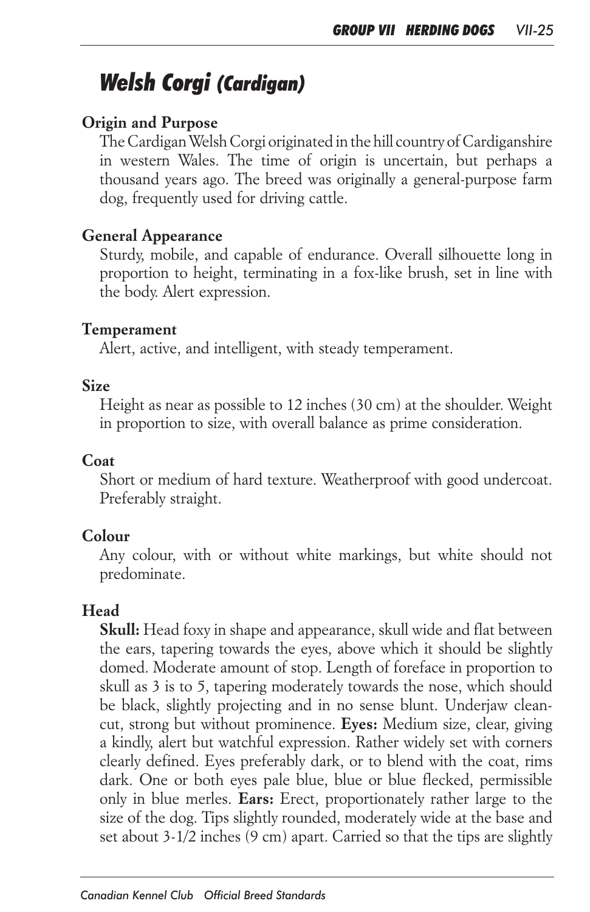# *Welsh Corgi (Cardigan)*

## Origin and Purpose

The Cardigan Welsh Corgi originated in the hill country of Cardiganshire in western Wales. The time of origin is uncertain, but perhaps a thousand years ago. The breed was originally a general-purpose farm dog, frequently used for driving cattle.

## General Appearance

Sturdy, mobile, and capable of endurance. Overall silhouette long in proportion to height, terminating in a fox-like brush, set in line with the body. Alert expression.

## Temperament

Alert, active, and intelligent, with steady temperament.

## Size

Height as near as possible to 12 inches (30 cm) at the shoulder. Weight in proportion to size, with overall balance as prime consideration.

## Coat

Short or medium of hard texture. Weatherproof with good undercoat. Preferably straight.

## Colour

Any colour, with or without white markings, but white should not predominate.

## Head

**Skull:** Head foxy in shape and appearance, skull wide and flat between the ears, tapering towards the eyes, above which it should be slightly domed. Moderate amount of stop. Length of foreface in proportion to skull as 3 is to 5, tapering moderately towards the nose, which should be black, slightly projecting and in no sense blunt. Underjaw clean-cut, strong but without prominence. **Eyes:** Medium size, clear, giving a kindly, alert but watchful expression. Rather widely set with corners clearly defined. Eyes preferably dark, or to blend with the coat, rims dark. One or both eyes pale blue, blue or blue flecked, permissible only in blue merles. **Ears:** Erect, proportionately rather large to the size of the dog. Tips slightly rounded, moderately wide at the base and set about 3-1/2 inches (9 cm) apart. Carried so that the tips are slightly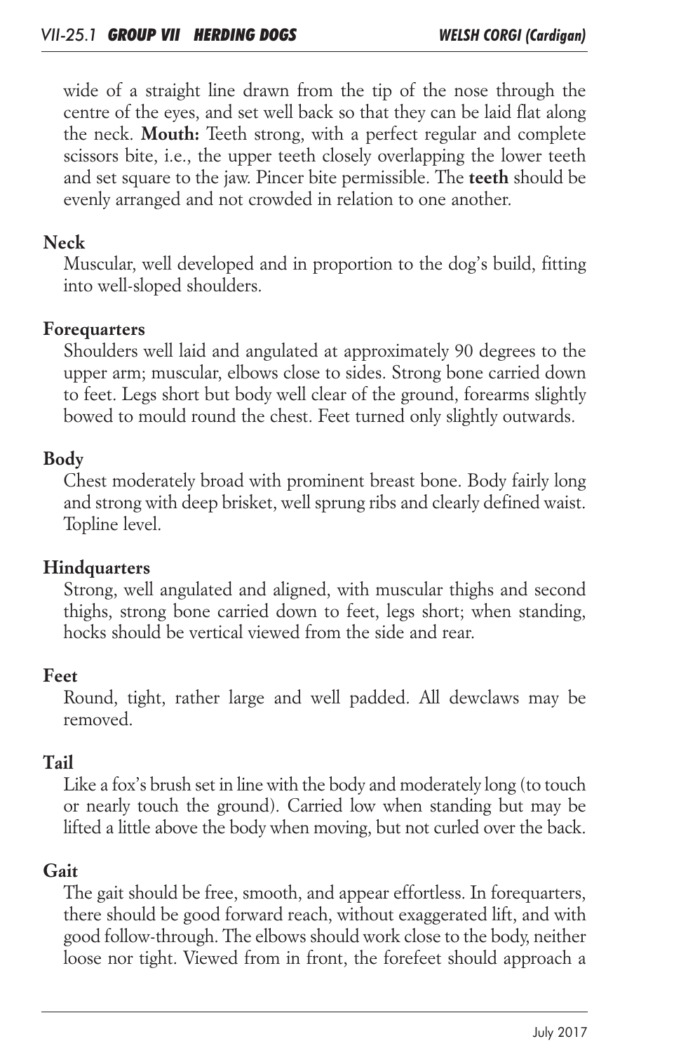wide of a straight line drawn from the tip of the nose through the centre of the eyes, and set well back so that they can be laid flat along the neck. **Mouth:** Teeth strong, with a perfect regular and complete scissors bite, i.e., the upper teeth closely overlapping the lower teeth and set square to the jaw. Pincer bite permissible. The **teeth** should be evenly arranged and not crowded in relation to one another.

### Neck

Muscular, well developed and in proportion to the dog's build, fitting into well-sloped shoulders.

### Forequarters

Shoulders well laid and angulated at approximately 90 degrees to the upper arm; muscular, elbows close to sides. Strong bone carried down to feet. Legs short but body well clear of the ground, forearms slightly bowed to mould round the chest. Feet turned only slightly outwards.

### Body

Chest moderately broad with prominent breast bone. Body fairly long and strong with deep brisket, well sprung ribs and clearly defined waist. Topline level.

### Hindquarters

Strong, well angulated and aligned, with muscular thighs and second thighs, strong bone carried down to feet, legs short; when standing, hocks should be vertical viewed from the side and rear.

### Feet

Round, tight, rather large and well padded. All dewclaws may be removed.

### Tail

Like a fox's brush set in line with the body and moderately long (to touch or nearly touch the ground). Carried low when standing but may be lifted a little above the body when moving, but not curled over the back.

### Gait

The gait should be free, smooth, and appear effortless. In forequarters, there should be good forward reach, without exaggerated lift, and with good follow-through. The elbows should work close to the body, neither loose nor tight. Viewed from in front, the forefeet should approach a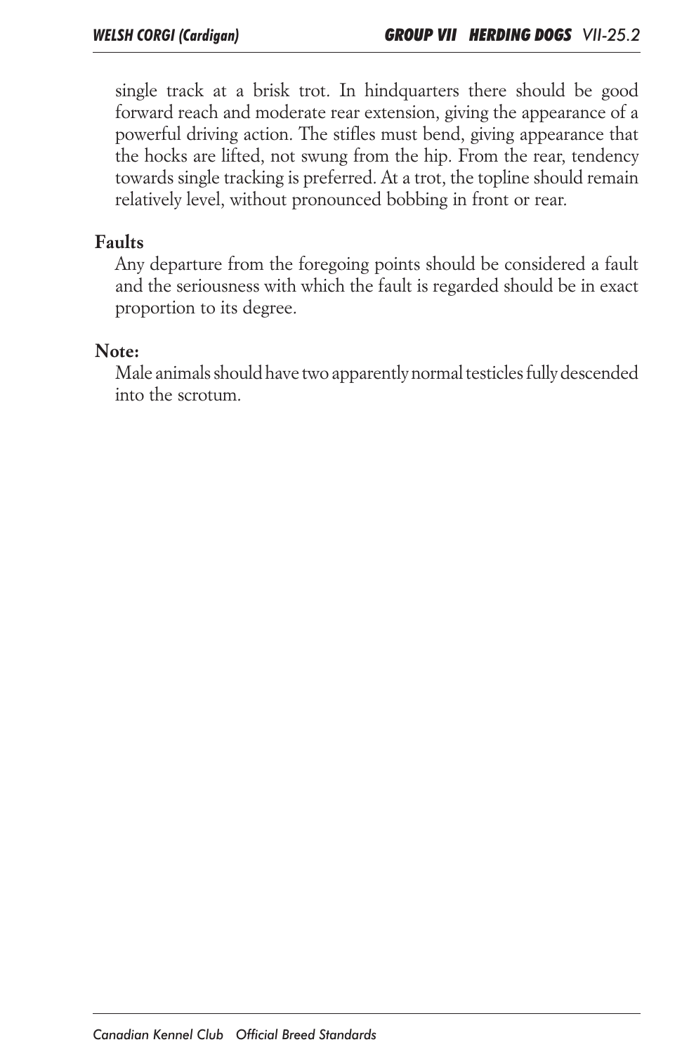single track at a brisk trot. In hindquarters there should be good forward reach and moderate rear extension, giving the appearance of a powerful driving action. The stifles must bend, giving appearance that the hocks are lifted, not swung from the hip. From the rear, tendency towards single tracking is preferred. At a trot, the topline should remain relatively level, without pronounced bobbing in front or rear.

**Faults**

Any departure from the foregoing points should be considered a fault and the seriousness with which the fault is regarded should be in exact proportion to its degree.

**Note:**

Male animals should have two apparently normal testicles fully descended into the scrotum.